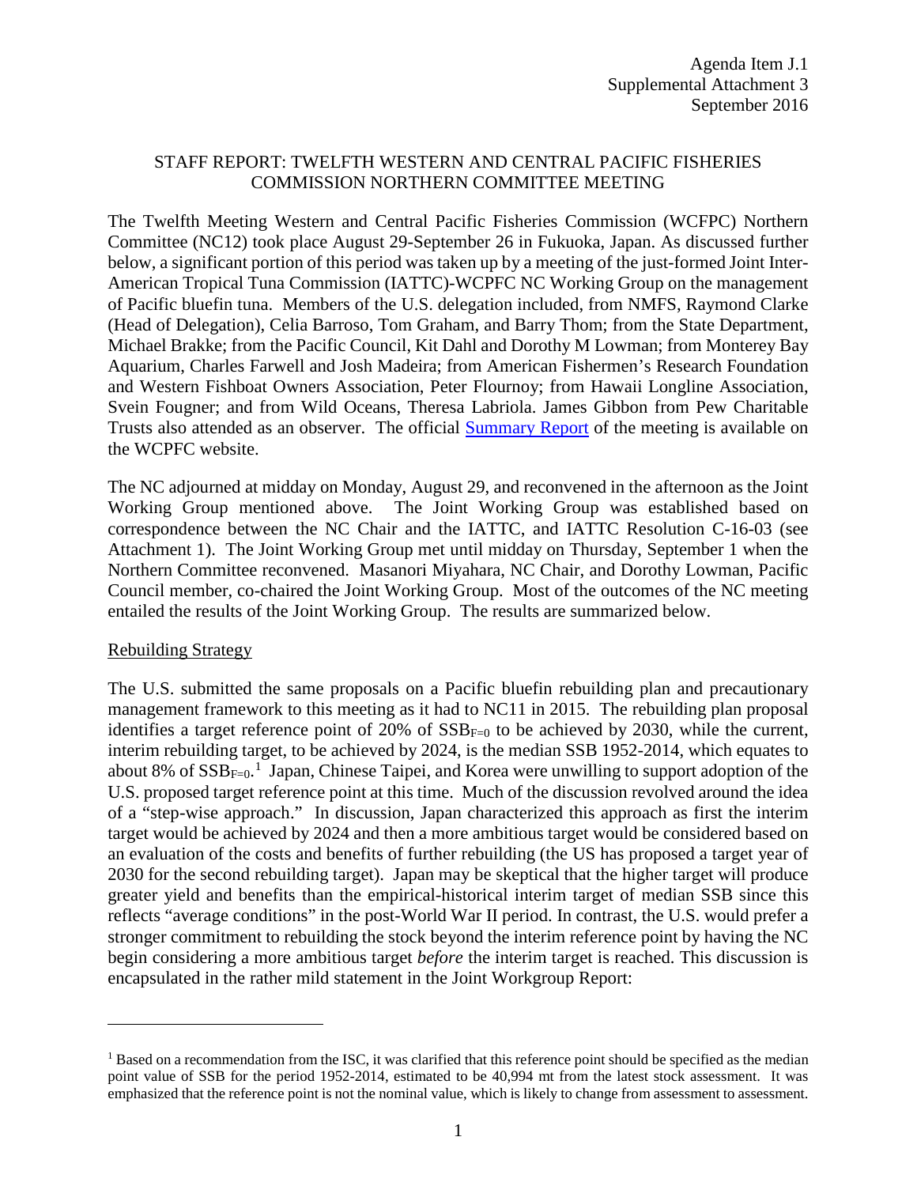Agenda Item J.1
Supplemental Attachment 3
September 2016

# STAFF REPORT: TWELFTH WESTERN AND CENTRAL PACIFIC FISHERIES COMMISSION NORTHERN COMMITTEE MEETING

The Twelfth Meeting Western and Central Pacific Fisheries Commission (WCFPC) Northern Committee (NC12) took place August 29-September 26 in Fukuoka, Japan. As discussed further below, a significant portion of this period was taken up by a meeting of the just-formed Joint Inter-American Tropical Tuna Commission (IATTC)-WCPFC NC Working Group on the management of Pacific bluefin tuna. Members of the U.S. delegation included, from NMFS, Raymond Clarke (Head of Delegation), Celia Barroso, Tom Graham, and Barry Thom; from the State Department, Michael Brakke; from the Pacific Council, Kit Dahl and Dorothy M Lowman; from Monterey Bay Aquarium, Charles Farwell and Josh Madeira; from American Fishermen's Research Foundation and Western Fishboat Owners Association, Peter Flournoy; from Hawaii Longline Association, Svein Fougner; and from Wild Oceans, Theresa Labriola. James Gibbon from Pew Charitable Trusts also attended as an observer. The official Summary Report of the meeting is available on the WCPFC website.

The NC adjourned at midday on Monday, August 29, and reconvened in the afternoon as the Joint Working Group mentioned above. The Joint Working Group was established based on correspondence between the NC Chair and the IATTC, and IATTC Resolution C-16-03 (see Attachment 1). The Joint Working Group met until midday on Thursday, September 1 when the Northern Committee reconvened. Masanori Miyahara, NC Chair, and Dorothy Lowman, Pacific Council member, co-chaired the Joint Working Group. Most of the outcomes of the NC meeting entailed the results of the Joint Working Group. The results are summarized below.

## Rebuilding Strategy

The U.S. submitted the same proposals on a Pacific bluefin rebuilding plan and precautionary management framework to this meeting as it had to NC11 in 2015. The rebuilding plan proposal identifies a target reference point of 20% of $SSB_{F=0}$ to be achieved by 2030, while the current, interim rebuilding target, to be achieved by 2024, is the median SSB 1952-2014, which equates to about 8% of $SSB_{F=0}$.[1] Japan, Chinese Taipei, and Korea were unwilling to support adoption of the U.S. proposed target reference point at this time. Much of the discussion revolved around the idea of a "step-wise approach." In discussion, Japan characterized this approach as first the interim target would be achieved by 2024 and then a more ambitious target would be considered based on an evaluation of the costs and benefits of further rebuilding (the US has proposed a target year of 2030 for the second rebuilding target). Japan may be skeptical that the higher target will produce greater yield and benefits than the empirical-historical interim target of median SSB since this reflects "average conditions" in the post-World War II period. In contrast, the U.S. would prefer a stronger commitment to rebuilding the stock beyond the interim reference point by having the NC begin considering a more ambitious target *before* the interim target is reached. This discussion is encapsulated in the rather mild statement in the Joint Workgroup Report:

---

[1] Based on a recommendation from the ISC, it was clarified that this reference point should be specified as the median point value of SSB for the period 1952-2014, estimated to be 40,994 mt from the latest stock assessment. It was emphasized that the reference point is not the nominal value, which is likely to change from assessment to assessment.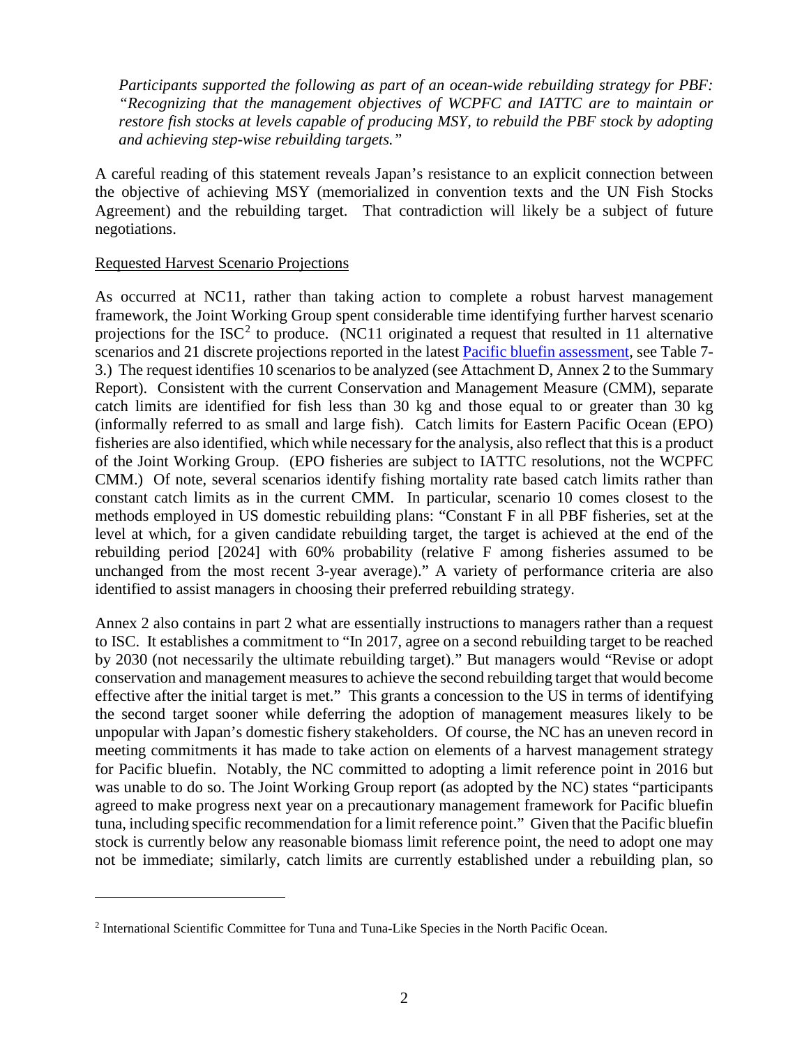*Participants supported the following as part of an ocean-wide rebuilding strategy for PBF: "Recognizing that the management objectives of WCPFC and IATTC are to maintain or restore fish stocks at levels capable of producing MSY, to rebuild the PBF stock by adopting and achieving step-wise rebuilding targets."*

A careful reading of this statement reveals Japan's resistance to an explicit connection between the objective of achieving MSY (memorialized in convention texts and the UN Fish Stocks Agreement) and the rebuilding target. That contradiction will likely be a subject of future negotiations.

Requested Harvest Scenario Projections

As occurred at NC11, rather than taking action to complete a robust harvest management framework, the Joint Working Group spent considerable time identifying further harvest scenario projections for the ISC[2] to produce. (NC11 originated a request that resulted in 11 alternative scenarios and 21 discrete projections reported in the latest [Pacific bluefin assessment](), see Table 7-3.) The request identifies 10 scenarios to be analyzed (see Attachment D, Annex 2 to the Summary Report). Consistent with the current Conservation and Management Measure (CMM), separate catch limits are identified for fish less than 30 kg and those equal to or greater than 30 kg (informally referred to as small and large fish). Catch limits for Eastern Pacific Ocean (EPO) fisheries are also identified, which while necessary for the analysis, also reflect that this is a product of the Joint Working Group. (EPO fisheries are subject to IATTC resolutions, not the WCPFC CMM.) Of note, several scenarios identify fishing mortality rate based catch limits rather than constant catch limits as in the current CMM. In particular, scenario 10 comes closest to the methods employed in US domestic rebuilding plans: "Constant F in all PBF fisheries, set at the level at which, for a given candidate rebuilding target, the target is achieved at the end of the rebuilding period [2024] with 60% probability (relative F among fisheries assumed to be unchanged from the most recent 3-year average)." A variety of performance criteria are also identified to assist managers in choosing their preferred rebuilding strategy.

Annex 2 also contains in part 2 what are essentially instructions to managers rather than a request to ISC. It establishes a commitment to "In 2017, agree on a second rebuilding target to be reached by 2030 (not necessarily the ultimate rebuilding target)." But managers would "Revise or adopt conservation and management measures to achieve the second rebuilding target that would become effective after the initial target is met." This grants a concession to the US in terms of identifying the second target sooner while deferring the adoption of management measures likely to be unpopular with Japan's domestic fishery stakeholders. Of course, the NC has an uneven record in meeting commitments it has made to take action on elements of a harvest management strategy for Pacific bluefin. Notably, the NC committed to adopting a limit reference point in 2016 but was unable to do so. The Joint Working Group report (as adopted by the NC) states "participants agreed to make progress next year on a precautionary management framework for Pacific bluefin tuna, including specific recommendation for a limit reference point." Given that the Pacific bluefin stock is currently below any reasonable biomass limit reference point, the need to adopt one may not be immediate; similarly, catch limits are currently established under a rebuilding plan, so

---

[2] International Scientific Committee for Tuna and Tuna-Like Species in the North Pacific Ocean.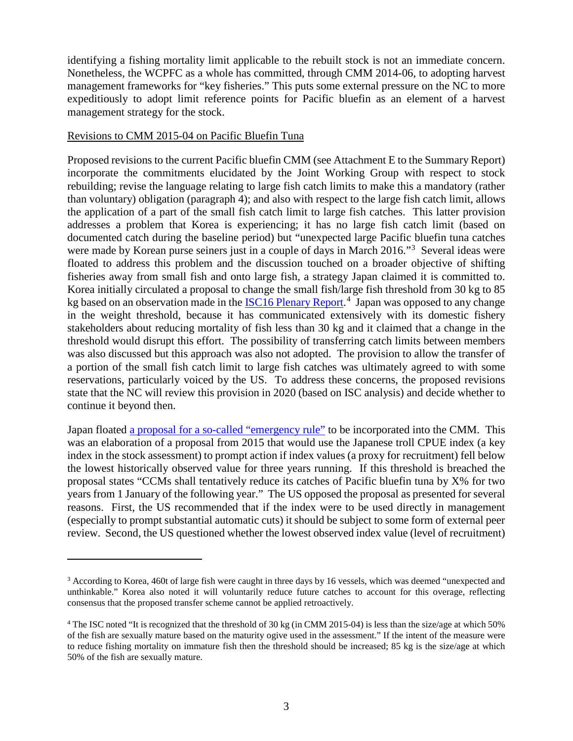identifying a fishing mortality limit applicable to the rebuilt stock is not an immediate concern. Nonetheless, the WCPFC as a whole has committed, through CMM 2014-06, to adopting harvest management frameworks for "key fisheries." This puts some external pressure on the NC to more expeditiously to adopt limit reference points for Pacific bluefin as an element of a harvest management strategy for the stock.

Revisions to CMM 2015-04 on Pacific Bluefin Tuna

Proposed revisions to the current Pacific bluefin CMM (see Attachment E to the Summary Report) incorporate the commitments elucidated by the Joint Working Group with respect to stock rebuilding; revise the language relating to large fish catch limits to make this a mandatory (rather than voluntary) obligation (paragraph 4); and also with respect to the large fish catch limit, allows the application of a part of the small fish catch limit to large fish catches. This latter provision addresses a problem that Korea is experiencing; it has no large fish catch limit (based on documented catch during the baseline period) but "unexpected large Pacific bluefin tuna catches were made by Korean purse seiners just in a couple of days in March 2016."[3] Several ideas were floated to address this problem and the discussion touched on a broader objective of shifting fisheries away from small fish and onto large fish, a strategy Japan claimed it is committed to. Korea initially circulated a proposal to change the small fish/large fish threshold from 30 kg to 85 kg based on an observation made in the ISC16 Plenary Report.[4] Japan was opposed to any change in the weight threshold, because it has communicated extensively with its domestic fishery stakeholders about reducing mortality of fish less than 30 kg and it claimed that a change in the threshold would disrupt this effort. The possibility of transferring catch limits between members was also discussed but this approach was also not adopted. The provision to allow the transfer of a portion of the small fish catch limit to large fish catches was ultimately agreed to with some reservations, particularly voiced by the US. To address these concerns, the proposed revisions state that the NC will review this provision in 2020 (based on ISC analysis) and decide whether to continue it beyond then.

Japan floated a proposal for a so-called "emergency rule" to be incorporated into the CMM. This was an elaboration of a proposal from 2015 that would use the Japanese troll CPUE index (a key index in the stock assessment) to prompt action if index values (a proxy for recruitment) fell below the lowest historically observed value for three years running. If this threshold is breached the proposal states "CCMs shall tentatively reduce its catches of Pacific bluefin tuna by X% for two years from 1 January of the following year." The US opposed the proposal as presented for several reasons. First, the US recommended that if the index were to be used directly in management (especially to prompt substantial automatic cuts) it should be subject to some form of external peer review. Second, the US questioned whether the lowest observed index value (level of recruitment)

---

[3] According to Korea, 460t of large fish were caught in three days by 16 vessels, which was deemed "unexpected and unthinkable." Korea also noted it will voluntarily reduce future catches to account for this overage, reflecting consensus that the proposed transfer scheme cannot be applied retroactively.

[4] The ISC noted "It is recognized that the threshold of 30 kg (in CMM 2015-04) is less than the size/age at which 50% of the fish are sexually mature based on the maturity ogive used in the assessment." If the intent of the measure were to reduce fishing mortality on immature fish then the threshold should be increased; 85 kg is the size/age at which 50% of the fish are sexually mature.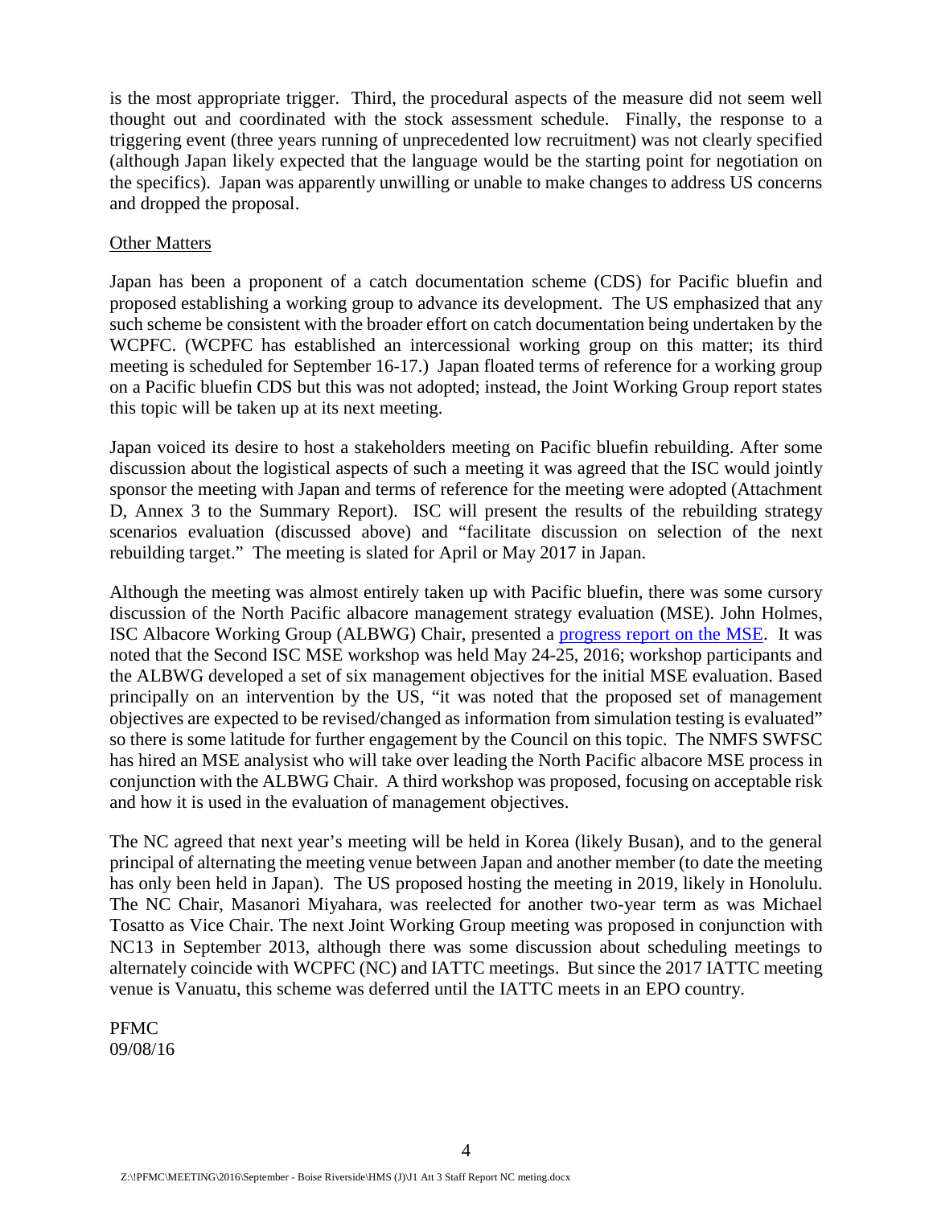is the most appropriate trigger. Third, the procedural aspects of the measure did not seem well thought out and coordinated with the stock assessment schedule. Finally, the response to a triggering event (three years running of unprecedented low recruitment) was not clearly specified (although Japan likely expected that the language would be the starting point for negotiation on the specifics). Japan was apparently unwilling or unable to make changes to address US concerns and dropped the proposal.

Other Matters

Japan has been a proponent of a catch documentation scheme (CDS) for Pacific bluefin and proposed establishing a working group to advance its development. The US emphasized that any such scheme be consistent with the broader effort on catch documentation being undertaken by the WCPFC. (WCPFC has established an intercessional working group on this matter; its third meeting is scheduled for September 16-17.) Japan floated terms of reference for a working group on a Pacific bluefin CDS but this was not adopted; instead, the Joint Working Group report states this topic will be taken up at its next meeting.

Japan voiced its desire to host a stakeholders meeting on Pacific bluefin rebuilding. After some discussion about the logistical aspects of such a meeting it was agreed that the ISC would jointly sponsor the meeting with Japan and terms of reference for the meeting were adopted (Attachment D, Annex 3 to the Summary Report). ISC will present the results of the rebuilding strategy scenarios evaluation (discussed above) and "facilitate discussion on selection of the next rebuilding target." The meeting is slated for April or May 2017 in Japan.

Although the meeting was almost entirely taken up with Pacific bluefin, there was some cursory discussion of the North Pacific albacore management strategy evaluation (MSE). John Holmes, ISC Albacore Working Group (ALBWG) Chair, presented a progress report on the MSE. It was noted that the Second ISC MSE workshop was held May 24-25, 2016; workshop participants and the ALBWG developed a set of six management objectives for the initial MSE evaluation. Based principally on an intervention by the US, "it was noted that the proposed set of management objectives are expected to be revised/changed as information from simulation testing is evaluated" so there is some latitude for further engagement by the Council on this topic. The NMFS SWFSC has hired an MSE analysist who will take over leading the North Pacific albacore MSE process in conjunction with the ALBWG Chair. A third workshop was proposed, focusing on acceptable risk and how it is used in the evaluation of management objectives.

The NC agreed that next year's meeting will be held in Korea (likely Busan), and to the general principal of alternating the meeting venue between Japan and another member (to date the meeting has only been held in Japan). The US proposed hosting the meeting in 2019, likely in Honolulu. The NC Chair, Masanori Miyahara, was reelected for another two-year term as was Michael Tosatto as Vice Chair. The next Joint Working Group meeting was proposed in conjunction with NC13 in September 2013, although there was some discussion about scheduling meetings to alternately coincide with WCPFC (NC) and IATTC meetings. But since the 2017 IATTC meeting venue is Vanuatu, this scheme was deferred until the IATTC meets in an EPO country.

PFMC
09/08/16

Z:\!PFMC\MEETING\2016\September - Boise Riverside\HMS (J)\J1 Att 3 Staff Report NC meting.docx